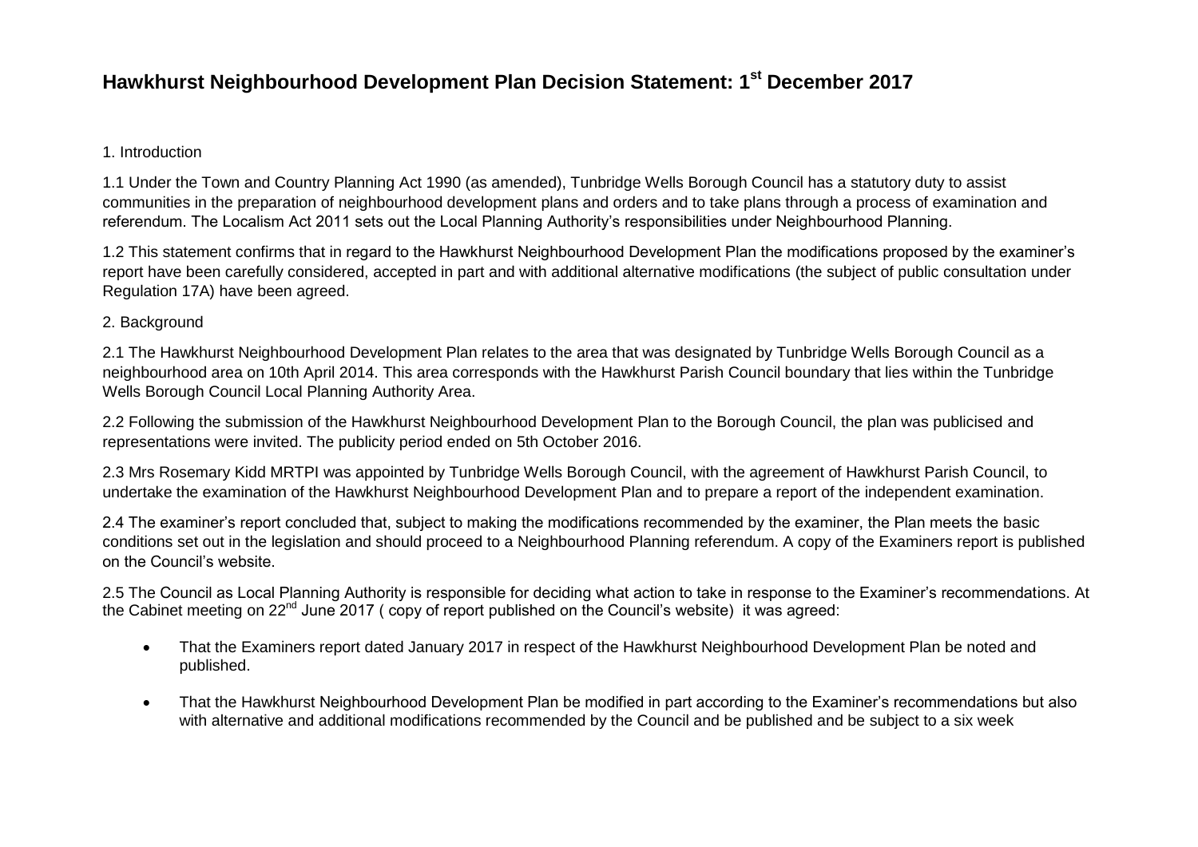# Hawkhurst Neighbourhood Development Plan Decision Statement: 1st December 2017

1. Introduction

1.1 Under the Town and Country Planning Act 1990 (as amended), Tunbridge Wells Borough Council has a statutory duty to assist communities in the preparation of neighbourhood development plans and orders and to take plans through a process of examination and referendum. The Localism Act 2011 sets out the Local Planning Authority's responsibilities under Neighbourhood Planning.

1.2 This statement confirms that in regard to the Hawkhurst Neighbourhood Development Plan the modifications proposed by the examiner's report have been carefully considered, accepted in part and with additional alternative modifications (the subject of public consultation under Regulation 17A) have been agreed.

2. Background

2.1 The Hawkhurst Neighbourhood Development Plan relates to the area that was designated by Tunbridge Wells Borough Council as a neighbourhood area on 10th April 2014. This area corresponds with the Hawkhurst Parish Council boundary that lies within the Tunbridge Wells Borough Council Local Planning Authority Area.

2.2 Following the submission of the Hawkhurst Neighbourhood Development Plan to the Borough Council, the plan was publicised and representations were invited. The publicity period ended on 5th October 2016.

2.3 Mrs Rosemary Kidd MRTPI was appointed by Tunbridge Wells Borough Council, with the agreement of Hawkhurst Parish Council, to undertake the examination of the Hawkhurst Neighbourhood Development Plan and to prepare a report of the independent examination.

2.4 The examiner's report concluded that, subject to making the modifications recommended by the examiner, the Plan meets the basic conditions set out in the legislation and should proceed to a Neighbourhood Planning referendum. A copy of the Examiners report is published on the Council's website.

2.5 The Council as Local Planning Authority is responsible for deciding what action to take in response to the Examiner's recommendations. At the Cabinet meeting on 22nd June 2017 ( copy of report published on the Council's website) it was agreed:

- That the Examiners report dated January 2017 in respect of the Hawkhurst Neighbourhood Development Plan be noted and published.
- That the Hawkhurst Neighbourhood Development Plan be modified in part according to the Examiner's recommendations but also with alternative and additional modifications recommended by the Council and be published and be subject to a six week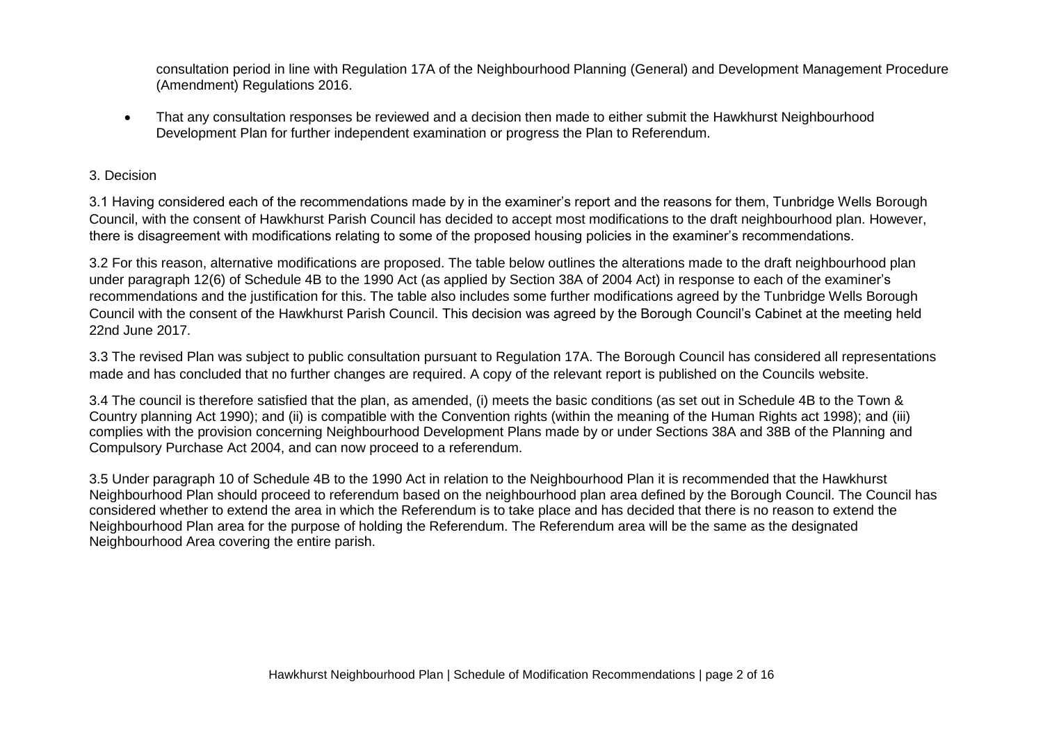consultation period in line with Regulation 17A of the Neighbourhood Planning (General) and Development Management Procedure (Amendment) Regulations 2016.

- That any consultation responses be reviewed and a decision then made to either submit the Hawkhurst Neighbourhood Development Plan for further independent examination or progress the Plan to Referendum.

3. Decision

3.1 Having considered each of the recommendations made by in the examiner's report and the reasons for them, Tunbridge Wells Borough Council, with the consent of Hawkhurst Parish Council has decided to accept most modifications to the draft neighbourhood plan. However, there is disagreement with modifications relating to some of the proposed housing policies in the examiner's recommendations.

3.2 For this reason, alternative modifications are proposed. The table below outlines the alterations made to the draft neighbourhood plan under paragraph 12(6) of Schedule 4B to the 1990 Act (as applied by Section 38A of 2004 Act) in response to each of the examiner's recommendations and the justification for this. The table also includes some further modifications agreed by the Tunbridge Wells Borough Council with the consent of the Hawkhurst Parish Council. This decision was agreed by the Borough Council's Cabinet at the meeting held 22nd June 2017.

3.3 The revised Plan was subject to public consultation pursuant to Regulation 17A. The Borough Council has considered all representations made and has concluded that no further changes are required. A copy of the relevant report is published on the Councils website.

3.4 The council is therefore satisfied that the plan, as amended, (i) meets the basic conditions (as set out in Schedule 4B to the Town & Country planning Act 1990); and (ii) is compatible with the Convention rights (within the meaning of the Human Rights act 1998); and (iii) complies with the provision concerning Neighbourhood Development Plans made by or under Sections 38A and 38B of the Planning and Compulsory Purchase Act 2004, and can now proceed to a referendum.

3.5 Under paragraph 10 of Schedule 4B to the 1990 Act in relation to the Neighbourhood Plan it is recommended that the Hawkhurst Neighbourhood Plan should proceed to referendum based on the neighbourhood plan area defined by the Borough Council. The Council has considered whether to extend the area in which the Referendum is to take place and has decided that there is no reason to extend the Neighbourhood Plan area for the purpose of holding the Referendum. The Referendum area will be the same as the designated Neighbourhood Area covering the entire parish.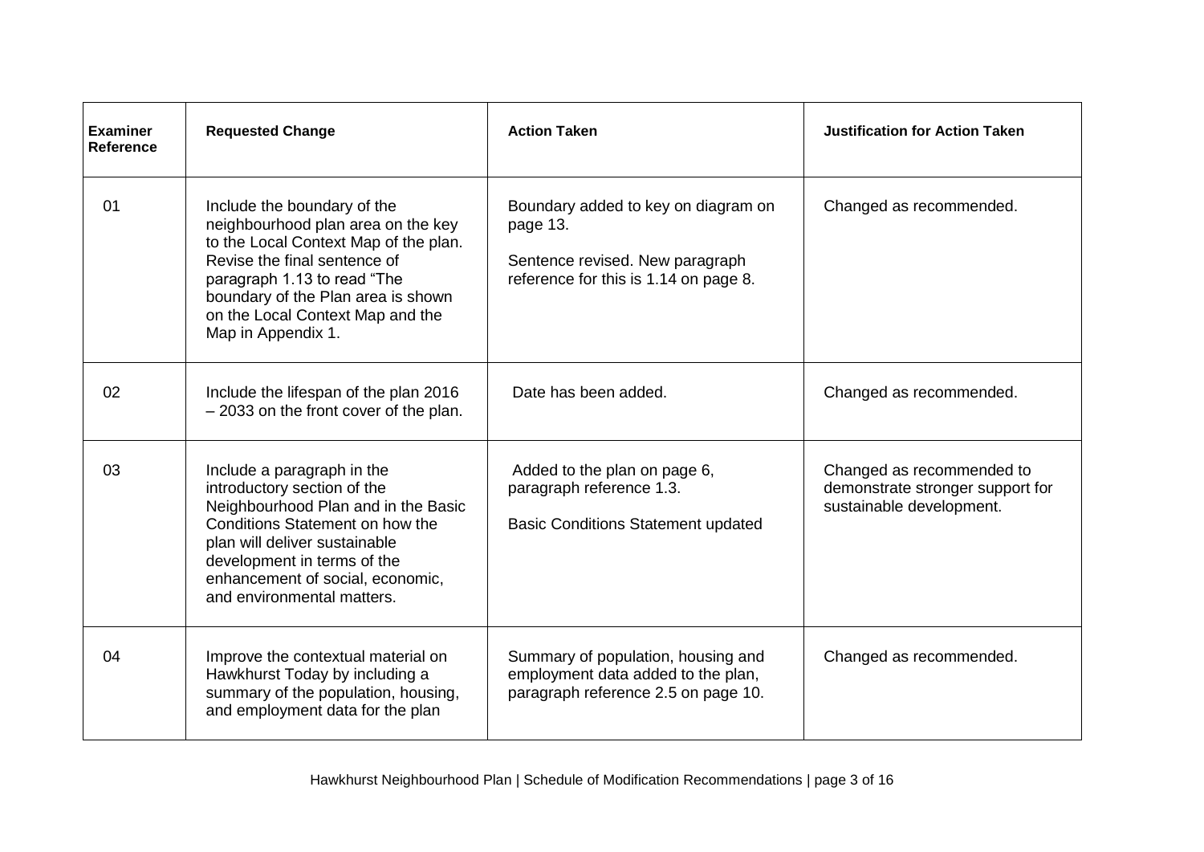| Examiner Reference | Requested Change | Action Taken | Justification for Action Taken |
|---|---|---|---|
| 01 | Include the boundary of the neighbourhood plan area on the key to the Local Context Map of the plan. Revise the final sentence of paragraph 1.13 to read "The boundary of the Plan area is shown on the Local Context Map and the Map in Appendix 1. | Boundary added to key on diagram on page 13. Sentence revised. New paragraph reference for this is 1.14 on page 8. | Changed as recommended. |
| 02 | Include the lifespan of the plan 2016 – 2033 on the front cover of the plan. | Date has been added. | Changed as recommended. |
| 03 | Include a paragraph in the introductory section of the Neighbourhood Plan and in the Basic Conditions Statement on how the plan will deliver sustainable development in terms of the enhancement of social, economic, and environmental matters. | Added to the plan on page 6, paragraph reference 1.3. Basic Conditions Statement updated | Changed as recommended to demonstrate stronger support for sustainable development. |
| 04 | Improve the contextual material on Hawkhurst Today by including a summary of the population, housing, and employment data for the plan | Summary of population, housing and employment data added to the plan, paragraph reference 2.5 on page 10. | Changed as recommended. |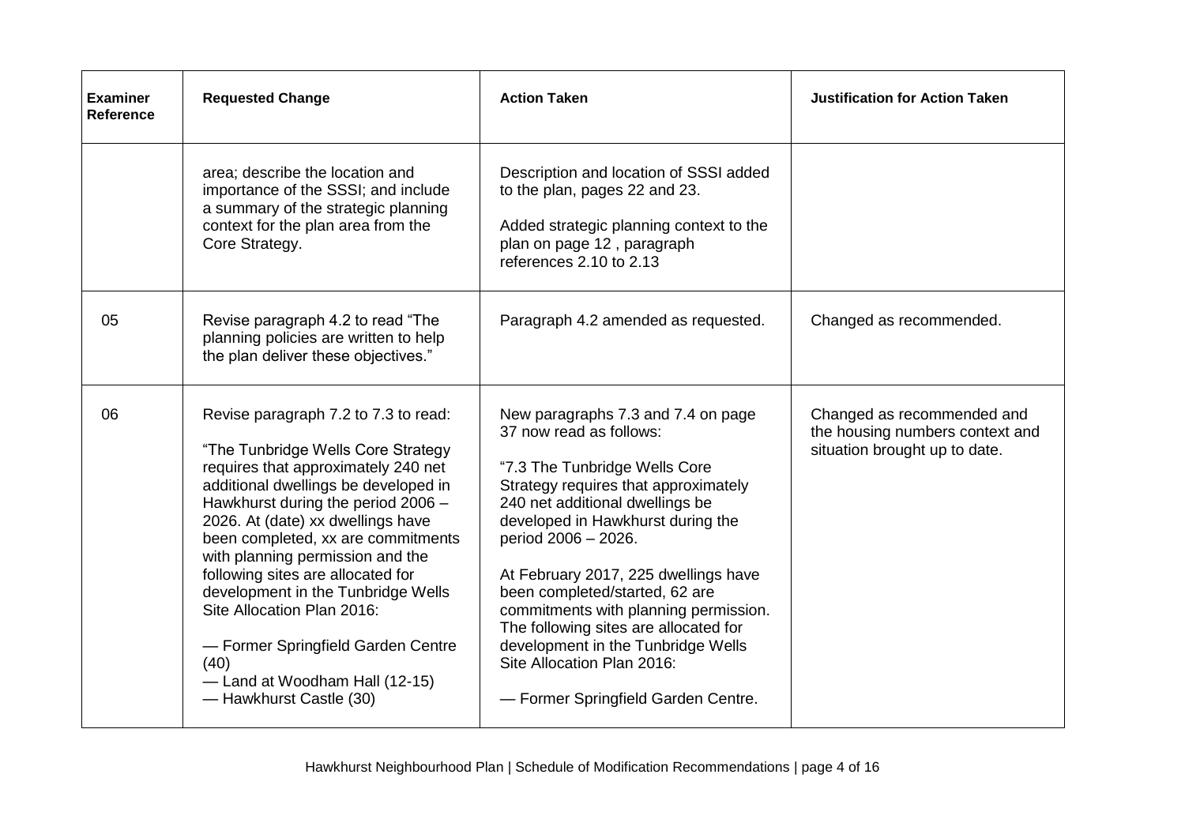| Examiner Reference | Requested Change | Action Taken | Justification for Action Taken |
|---|---|---|---|
| | area; describe the location and importance of the SSSI; and include a summary of the strategic planning context for the plan area from the Core Strategy. | Description and location of SSSI added to the plan, pages 22 and 23.<br><br>Added strategic planning context to the plan on page 12 , paragraph references 2.10 to 2.13 | |
| 05 | Revise paragraph 4.2 to read "The planning policies are written to help the plan deliver these objectives." | Paragraph 4.2 amended as requested. | Changed as recommended. |
| 06 | Revise paragraph 7.2 to 7.3 to read:<br><br>"The Tunbridge Wells Core Strategy requires that approximately 240 net additional dwellings be developed in Hawkhurst during the period 2006 – 2026. At (date) xx dwellings have been completed, xx are commitments with planning permission and the following sites are allocated for development in the Tunbridge Wells Site Allocation Plan 2016:<br><br>— Former Springfield Garden Centre (40)<br>— Land at Woodham Hall (12-15)<br>— Hawkhurst Castle (30) | New paragraphs 7.3 and 7.4 on page 37 now read as follows:<br><br>"7.3 The Tunbridge Wells Core Strategy requires that approximately 240 net additional dwellings be developed in Hawkhurst during the period 2006 – 2026.<br><br>At February 2017, 225 dwellings have been completed/started, 62 are commitments with planning permission. The following sites are allocated for development in the Tunbridge Wells Site Allocation Plan 2016:<br><br>— Former Springfield Garden Centre. | Changed as recommended and the housing numbers context and situation brought up to date. |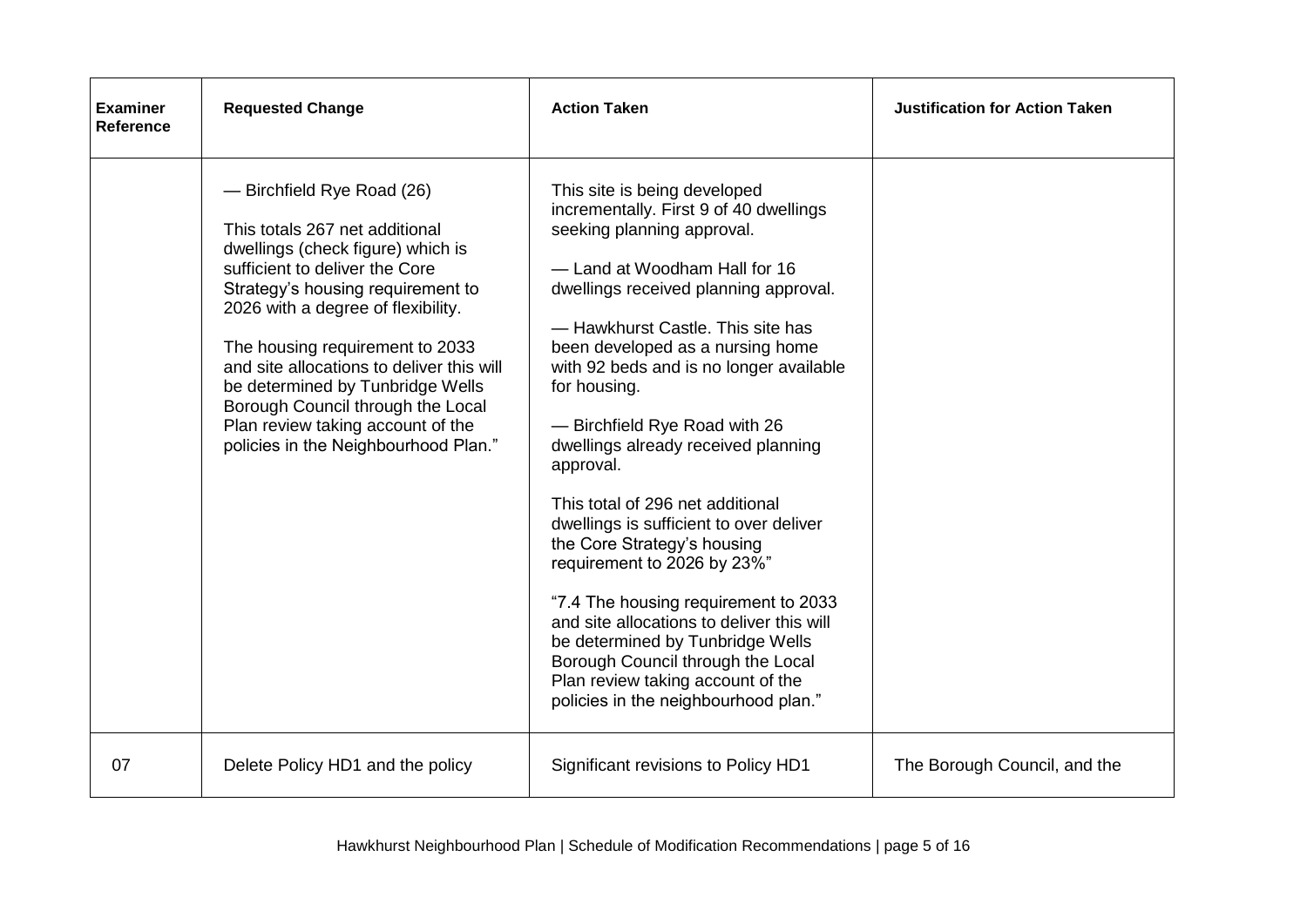| Examiner Reference | Requested Change | Action Taken | Justification for Action Taken |
|---|---|---|---|
| | — Birchfield Rye Road (26)<br><br>This totals 267 net additional dwellings (check figure) which is sufficient to deliver the Core Strategy's housing requirement to 2026 with a degree of flexibility.<br><br>The housing requirement to 2033 and site allocations to deliver this will be determined by Tunbridge Wells Borough Council through the Local Plan review taking account of the policies in the Neighbourhood Plan." | This site is being developed incrementally. First 9 of 40 dwellings seeking planning approval.<br><br>— Land at Woodham Hall for 16 dwellings received planning approval.<br><br>— Hawkhurst Castle. This site has been developed as a nursing home with 92 beds and is no longer available for housing.<br><br>— Birchfield Rye Road with 26 dwellings already received planning approval.<br><br>This total of 296 net additional dwellings is sufficient to over deliver the Core Strategy's housing requirement to 2026 by 23%"<br><br>"7.4 The housing requirement to 2033 and site allocations to deliver this will be determined by Tunbridge Wells Borough Council through the Local Plan review taking account of the policies in the neighbourhood plan." | |
| 07 | Delete Policy HD1 and the policy | Significant revisions to Policy HD1 | The Borough Council, and the |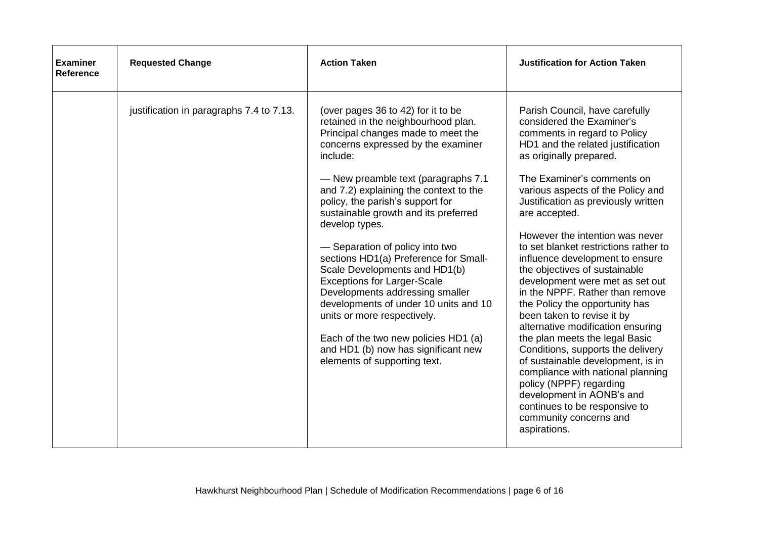| Examiner Reference | Requested Change | Action Taken | Justification for Action Taken |
|---|---|---|---|
| | justification in paragraphs 7.4 to 7.13. | (over pages 36 to 42) for it to be retained in the neighbourhood plan. Principal changes made to meet the concerns expressed by the examiner include:<br><br>— New preamble text (paragraphs 7.1 and 7.2) explaining the context to the policy, the parish's support for sustainable growth and its preferred develop types.<br><br>— Separation of policy into two sections HD1(a) Preference for Small-Scale Developments and HD1(b) Exceptions for Larger-Scale Developments addressing smaller developments of under 10 units and 10 units or more respectively.<br><br>Each of the two new policies HD1 (a) and HD1 (b) now has significant new elements of supporting text. | Parish Council, have carefully considered the Examiner's comments in regard to Policy HD1 and the related justification as originally prepared.<br><br>The Examiner's comments on various aspects of the Policy and Justification as previously written are accepted.<br><br>However the intention was never to set blanket restrictions rather to influence development to ensure the objectives of sustainable development were met as set out in the NPPF. Rather than remove the Policy the opportunity has been taken to revise it by alternative modification ensuring the plan meets the legal Basic Conditions, supports the delivery of sustainable development, is in compliance with national planning policy (NPPF) regarding development in AONB's and continues to be responsive to community concerns and aspirations. |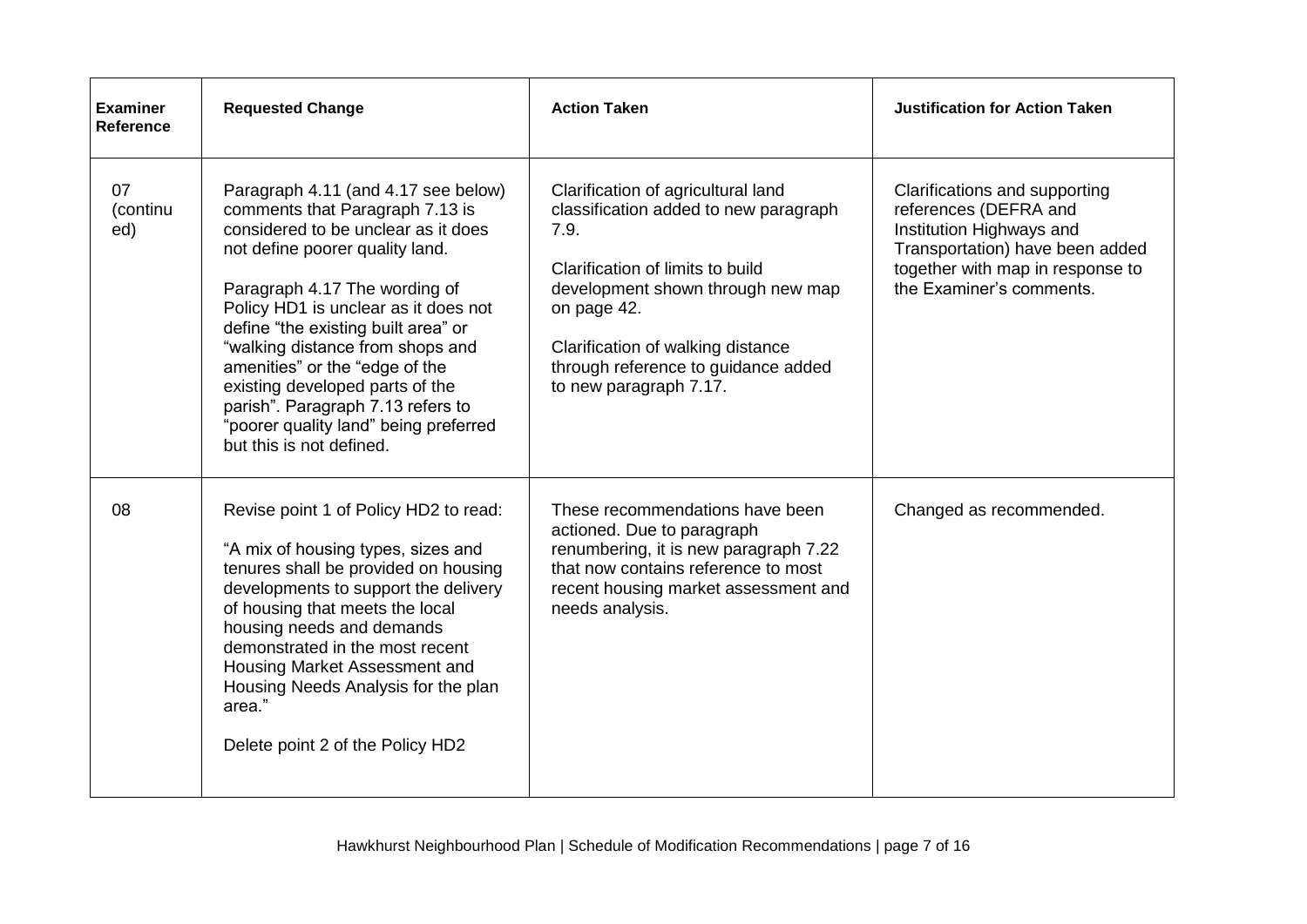| Examiner Reference | Requested Change | Action Taken | Justification for Action Taken |
|---|---|---|---|
| 07 (continued) | Paragraph 4.11 (and 4.17 see below) comments that Paragraph 7.13 is considered to be unclear as it does not define poorer quality land.<br><br>Paragraph 4.17 The wording of Policy HD1 is unclear as it does not define "the existing built area" or "walking distance from shops and amenities" or the "edge of the existing developed parts of the parish". Paragraph 7.13 refers to "poorer quality land" being preferred but this is not defined. | Clarification of agricultural land classification added to new paragraph 7.9.<br><br>Clarification of limits to build development shown through new map on page 42.<br><br>Clarification of walking distance through reference to guidance added to new paragraph 7.17. | Clarifications and supporting references (DEFRA and Institution Highways and Transportation) have been added together with map in response to the Examiner's comments. |
| 08 | Revise point 1 of Policy HD2 to read:<br><br>"A mix of housing types, sizes and tenures shall be provided on housing developments to support the delivery of housing that meets the local housing needs and demands demonstrated in the most recent Housing Market Assessment and Housing Needs Analysis for the plan area."<br><br>Delete point 2 of the Policy HD2 | These recommendations have been actioned. Due to paragraph renumbering, it is new paragraph 7.22 that now contains reference to most recent housing market assessment and needs analysis. | Changed as recommended. |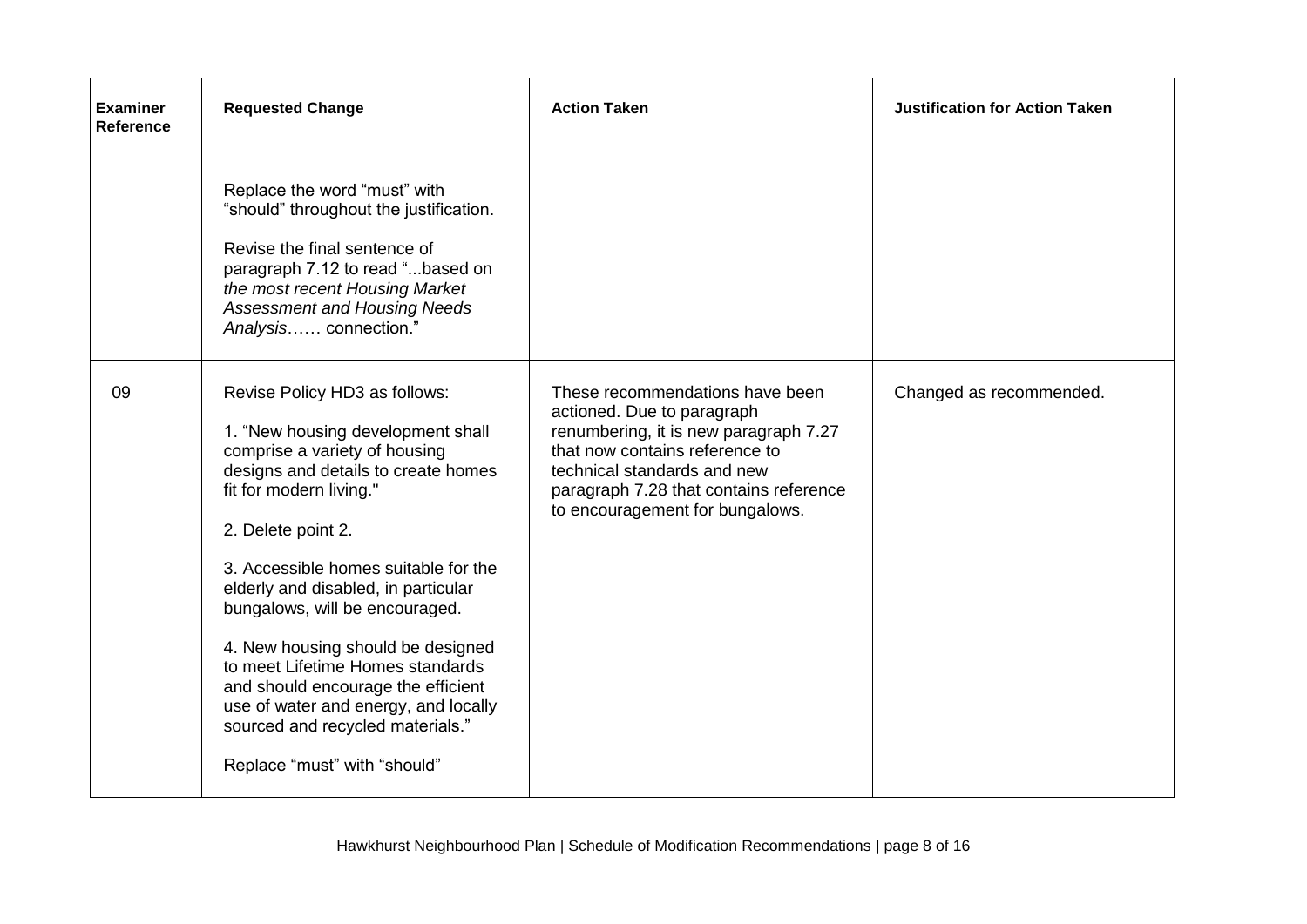| Examiner Reference | Requested Change | Action Taken | Justification for Action Taken |
| --- | --- | --- | --- |
| | Replace the word "must" with "should" throughout the justification.<br><br>Revise the final sentence of paragraph 7.12 to read "...based on *the most recent Housing Market Assessment and Housing Needs Analysis*…… connection." | | |
| 09 | Revise Policy HD3 as follows:<br><br>1. "New housing development shall comprise a variety of housing designs and details to create homes fit for modern living."<br><br>2. Delete point 2.<br><br>3. Accessible homes suitable for the elderly and disabled, in particular bungalows, will be encouraged.<br><br>4. New housing should be designed to meet Lifetime Homes standards and should encourage the efficient use of water and energy, and locally sourced and recycled materials."<br><br>Replace "must" with "should" | These recommendations have been actioned. Due to paragraph renumbering, it is new paragraph 7.27 that now contains reference to technical standards and new paragraph 7.28 that contains reference to encouragement for bungalows. | Changed as recommended. |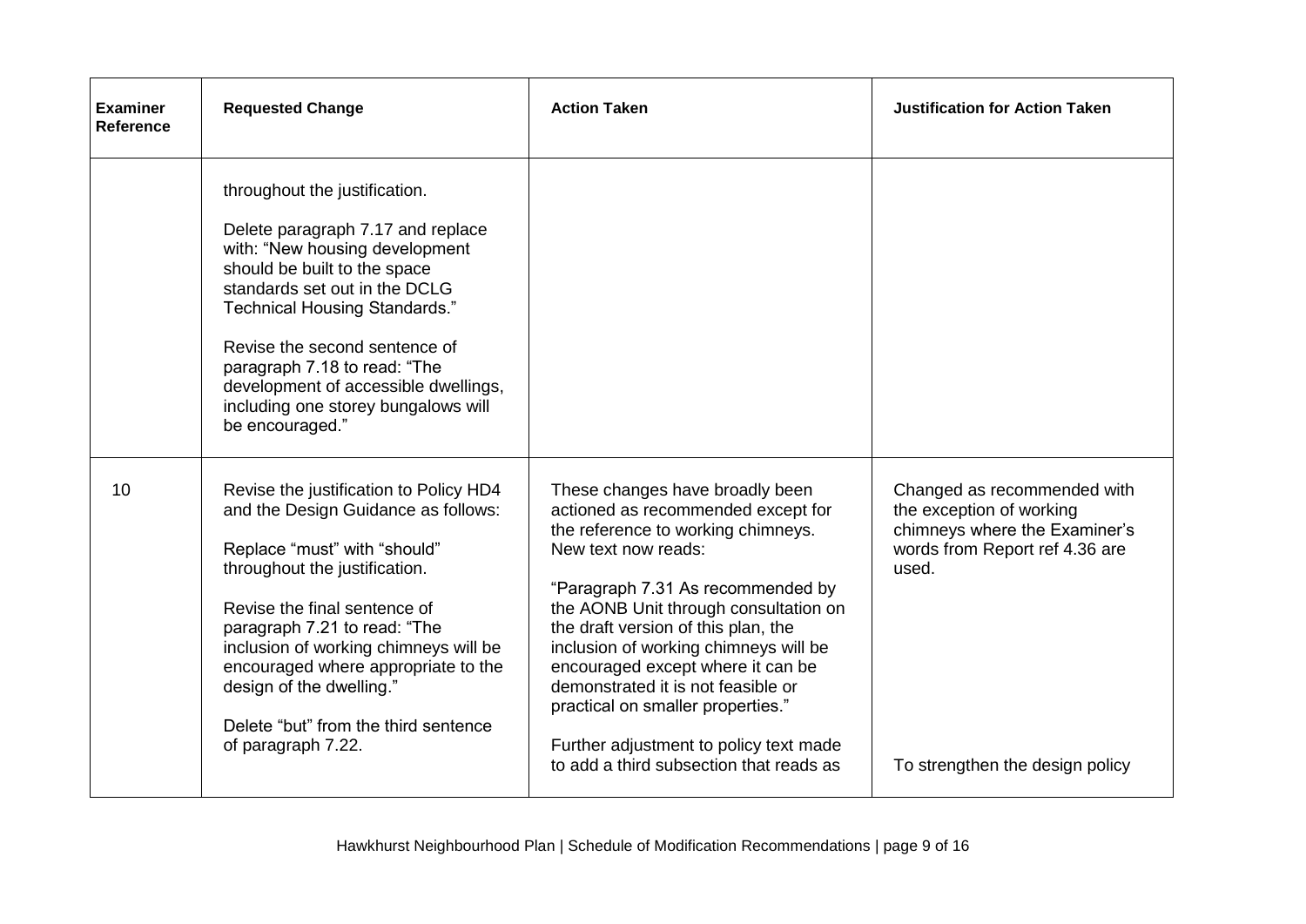| Examiner Reference | Requested Change | Action Taken | Justification for Action Taken |
|---|---|---|---|
| | throughout the justification.<br><br>Delete paragraph 7.17 and replace with: "New housing development should be built to the space standards set out in the DCLG Technical Housing Standards."<br><br>Revise the second sentence of paragraph 7.18 to read: "The development of accessible dwellings, including one storey bungalows will be encouraged." | | |
| 10 | Revise the justification to Policy HD4 and the Design Guidance as follows:<br><br>Replace "must" with "should" throughout the justification.<br><br>Revise the final sentence of paragraph 7.21 to read: "The inclusion of working chimneys will be encouraged where appropriate to the design of the dwelling."<br><br>Delete "but" from the third sentence of paragraph 7.22. | These changes have broadly been actioned as recommended except for the reference to working chimneys. New text now reads:<br><br>"Paragraph 7.31 As recommended by the AONB Unit through consultation on the draft version of this plan, the inclusion of working chimneys will be encouraged except where it can be demonstrated it is not feasible or practical on smaller properties."<br><br>Further adjustment to policy text made to add a third subsection that reads as | Changed as recommended with the exception of working chimneys where the Examiner's words from Report ref 4.36 are used.<br><br>To strengthen the design policy |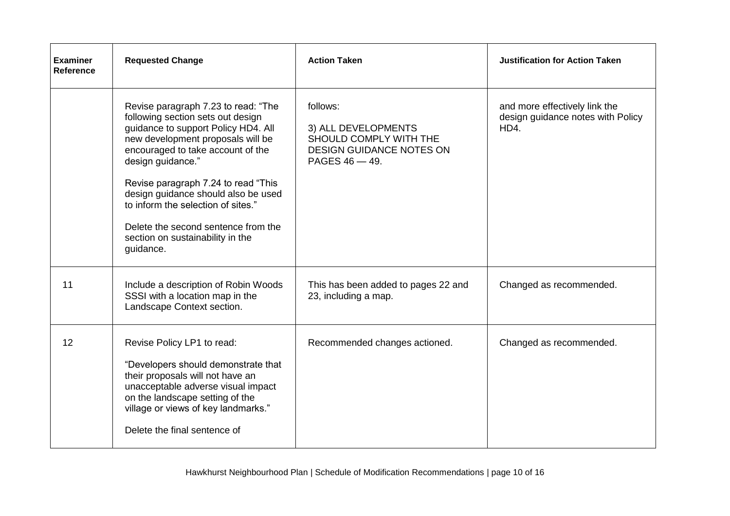| Examiner Reference | Requested Change | Action Taken | Justification for Action Taken |
| --- | --- | --- | --- |
| | Revise paragraph 7.23 to read: "The following section sets out design guidance to support Policy HD4. All new development proposals will be encouraged to take account of the design guidance."<br><br>Revise paragraph 7.24 to read "This design guidance should also be used to inform the selection of sites."<br><br>Delete the second sentence from the section on sustainability in the guidance. | follows:<br><br>3) ALL DEVELOPMENTS SHOULD COMPLY WITH THE DESIGN GUIDANCE NOTES ON PAGES 46 — 49. | and more effectively link the design guidance notes with Policy HD4. |
| 11 | Include a description of Robin Woods SSSI with a location map in the Landscape Context section. | This has been added to pages 22 and 23, including a map. | Changed as recommended. |
| 12 | Revise Policy LP1 to read:<br><br>"Developers should demonstrate that their proposals will not have an unacceptable adverse visual impact on the landscape setting of the village or views of key landmarks."<br><br>Delete the final sentence of | Recommended changes actioned. | Changed as recommended. |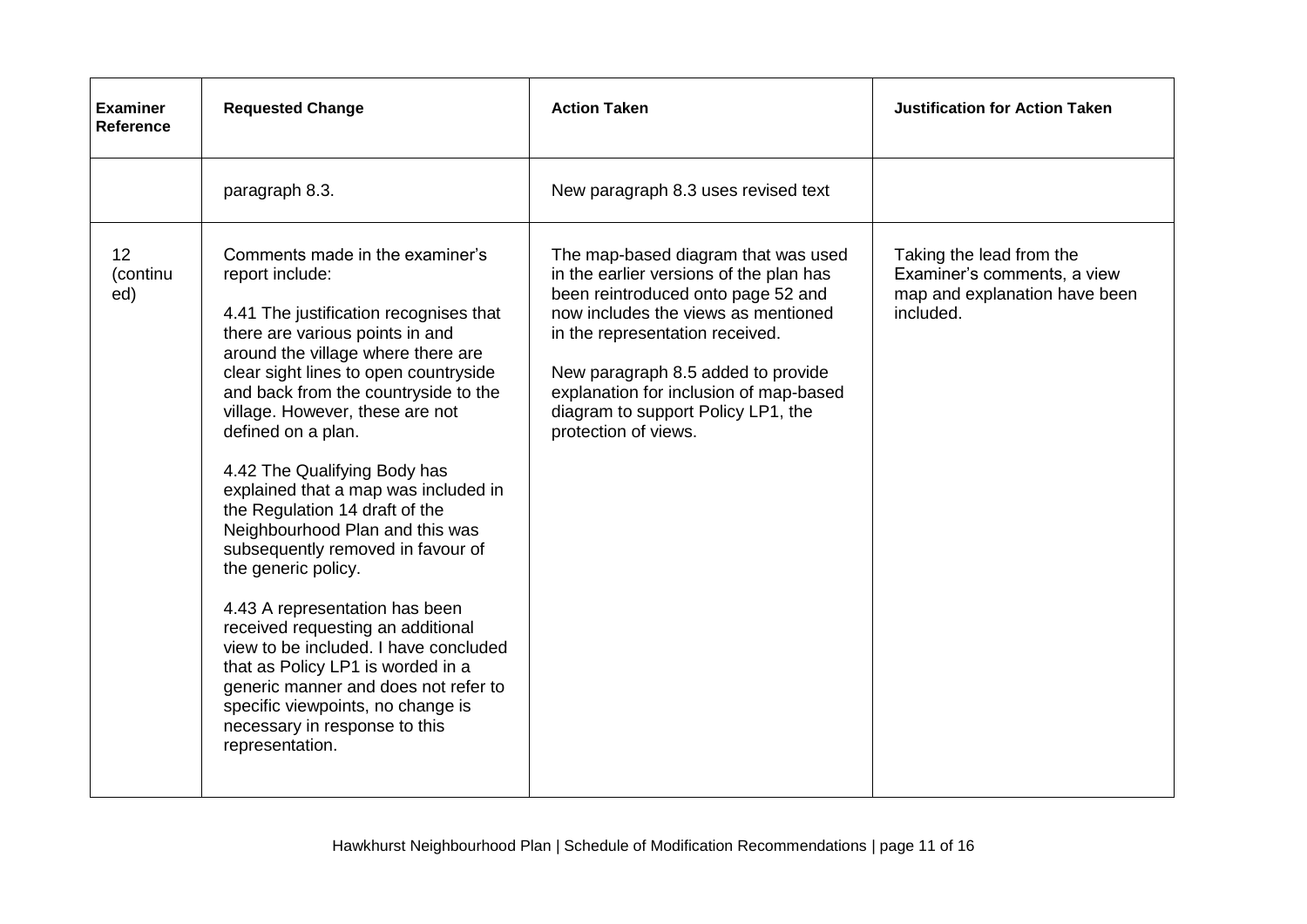| Examiner Reference | Requested Change | Action Taken | Justification for Action Taken |
|---|---|---|---|
| | paragraph 8.3. | New paragraph 8.3 uses revised text | |
| 12 (continued) | Comments made in the examiner's report include:<br><br>4.41 The justification recognises that there are various points in and around the village where there are clear sight lines to open countryside and back from the countryside to the village. However, these are not defined on a plan.<br><br>4.42 The Qualifying Body has explained that a map was included in the Regulation 14 draft of the Neighbourhood Plan and this was subsequently removed in favour of the generic policy.<br><br>4.43 A representation has been received requesting an additional view to be included. I have concluded that as Policy LP1 is worded in a generic manner and does not refer to specific viewpoints, no change is necessary in response to this representation. | The map-based diagram that was used in the earlier versions of the plan has been reintroduced onto page 52 and now includes the views as mentioned in the representation received.<br><br>New paragraph 8.5 added to provide explanation for inclusion of map-based diagram to support Policy LP1, the protection of views. | Taking the lead from the Examiner's comments, a view map and explanation have been included. |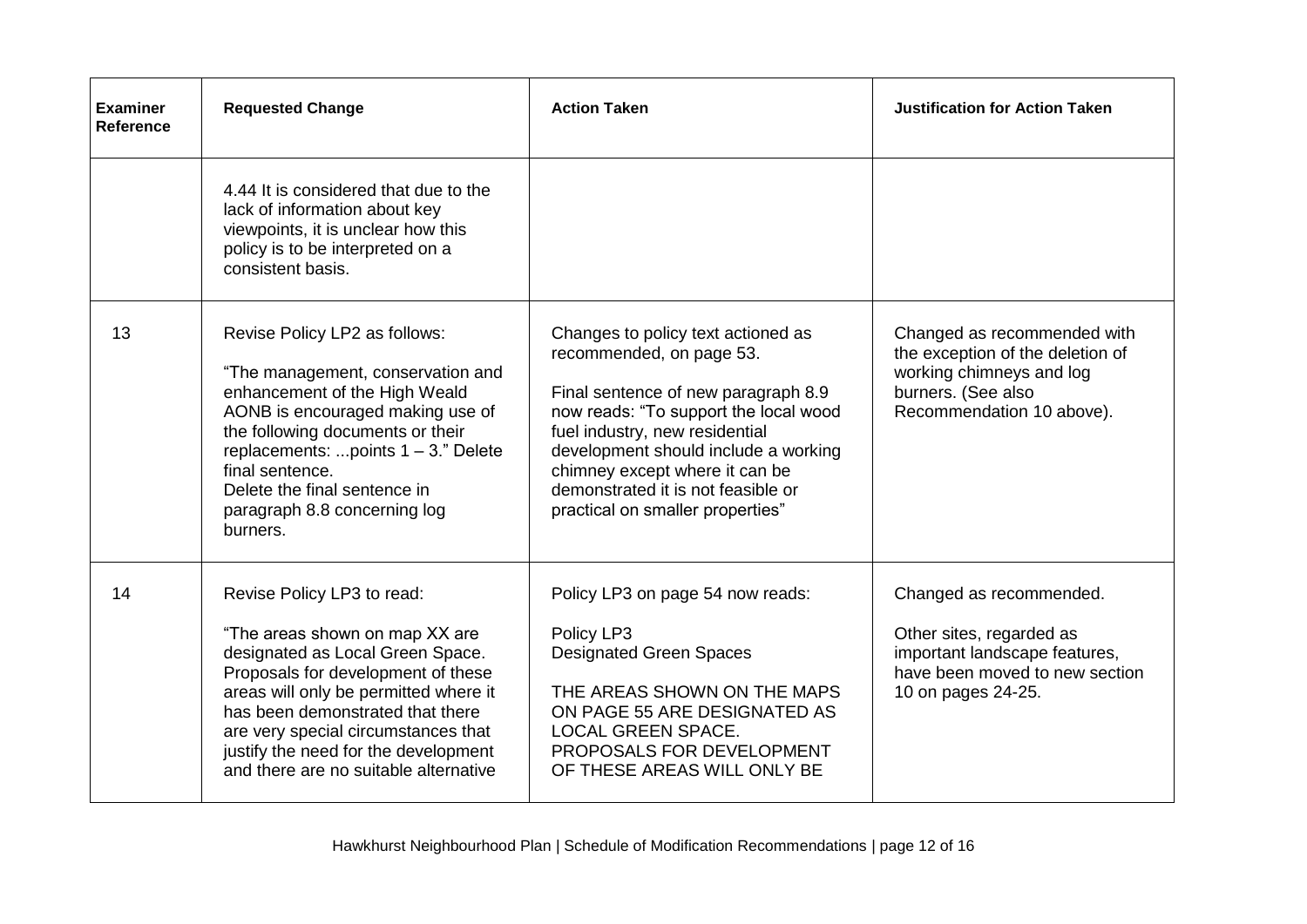| Examiner Reference | Requested Change | Action Taken | Justification for Action Taken |
|---|---|---|---|
| | 4.44 It is considered that due to the lack of information about key viewpoints, it is unclear how this policy is to be interpreted on a consistent basis. | | |
| 13 | Revise Policy LP2 as follows:<br><br>"The management, conservation and enhancement of the High Weald AONB is encouraged making use of the following documents or their replacements: ...points 1 – 3." Delete final sentence.<br>Delete the final sentence in paragraph 8.8 concerning log burners. | Changes to policy text actioned as recommended, on page 53.<br><br>Final sentence of new paragraph 8.9 now reads: "To support the local wood fuel industry, new residential development should include a working chimney except where it can be demonstrated it is not feasible or practical on smaller properties" | Changed as recommended with the exception of the deletion of working chimneys and log burners. (See also Recommendation 10 above). |
| 14 | Revise Policy LP3 to read:<br><br>"The areas shown on map XX are designated as Local Green Space. Proposals for development of these areas will only be permitted where it has been demonstrated that there are very special circumstances that justify the need for the development and there are no suitable alternative | Policy LP3 on page 54 now reads:<br><br>Policy LP3<br>Designated Green Spaces<br><br>THE AREAS SHOWN ON THE MAPS ON PAGE 55 ARE DESIGNATED AS LOCAL GREEN SPACE.<br>PROPOSALS FOR DEVELOPMENT OF THESE AREAS WILL ONLY BE | Changed as recommended.<br><br>Other sites, regarded as important landscape features, have been moved to new section 10 on pages 24-25. |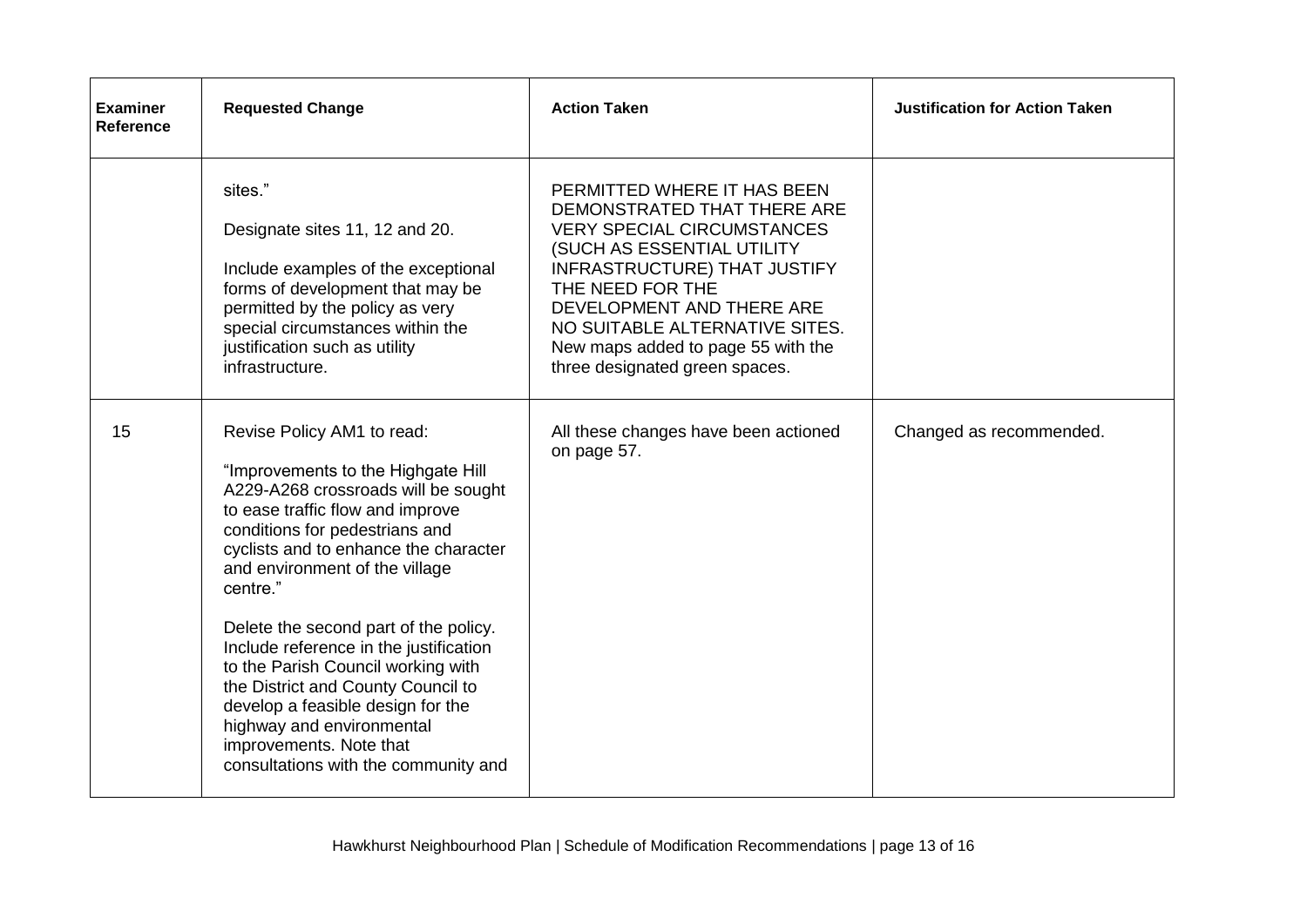| Examiner Reference | Requested Change | Action Taken | Justification for Action Taken |
| --- | --- | --- | --- |
| | sites."<br><br>Designate sites 11, 12 and 20.<br><br>Include examples of the exceptional forms of development that may be permitted by the policy as very special circumstances within the justification such as utility infrastructure. | PERMITTED WHERE IT HAS BEEN DEMONSTRATED THAT THERE ARE VERY SPECIAL CIRCUMSTANCES (SUCH AS ESSENTIAL UTILITY INFRASTRUCTURE) THAT JUSTIFY THE NEED FOR THE DEVELOPMENT AND THERE ARE NO SUITABLE ALTERNATIVE SITES. New maps added to page 55 with the three designated green spaces. | |
| 15 | Revise Policy AM1 to read:<br><br>"Improvements to the Highgate Hill A229-A268 crossroads will be sought to ease traffic flow and improve conditions for pedestrians and cyclists and to enhance the character and environment of the village centre."<br><br>Delete the second part of the policy. Include reference in the justification to the Parish Council working with the District and County Council to develop a feasible design for the highway and environmental improvements. Note that consultations with the community and | All these changes have been actioned on page 57. | Changed as recommended. |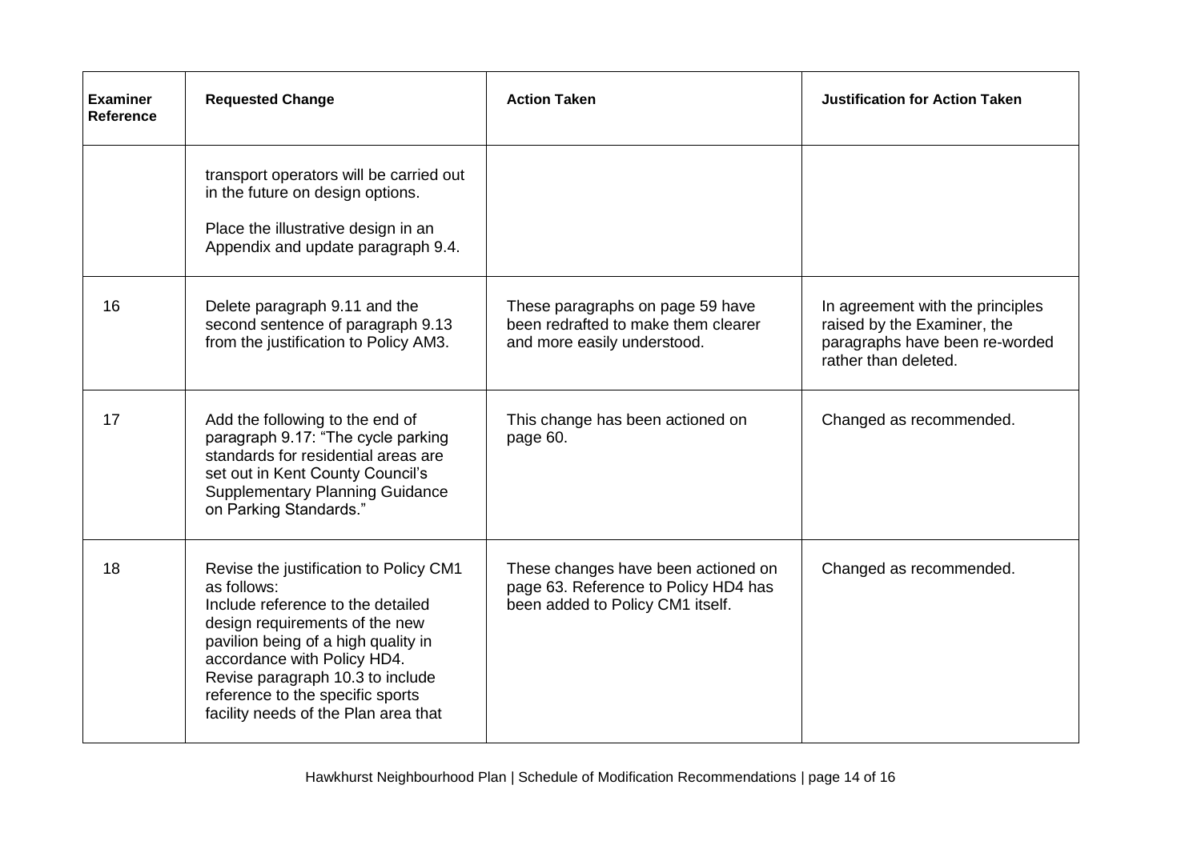| Examiner Reference | Requested Change | Action Taken | Justification for Action Taken |
|---|---|---|---|
| | transport operators will be carried out in the future on design options.<br><br>Place the illustrative design in an Appendix and update paragraph 9.4. | | |
| 16 | Delete paragraph 9.11 and the second sentence of paragraph 9.13 from the justification to Policy AM3. | These paragraphs on page 59 have been redrafted to make them clearer and more easily understood. | In agreement with the principles raised by the Examiner, the paragraphs have been re-worded rather than deleted. |
| 17 | Add the following to the end of paragraph 9.17: "The cycle parking standards for residential areas are set out in Kent County Council's Supplementary Planning Guidance on Parking Standards." | This change has been actioned on page 60. | Changed as recommended. |
| 18 | Revise the justification to Policy CM1 as follows:<br>Include reference to the detailed design requirements of the new pavilion being of a high quality in accordance with Policy HD4.<br>Revise paragraph 10.3 to include reference to the specific sports facility needs of the Plan area that | These changes have been actioned on page 63. Reference to Policy HD4 has been added to Policy CM1 itself. | Changed as recommended. |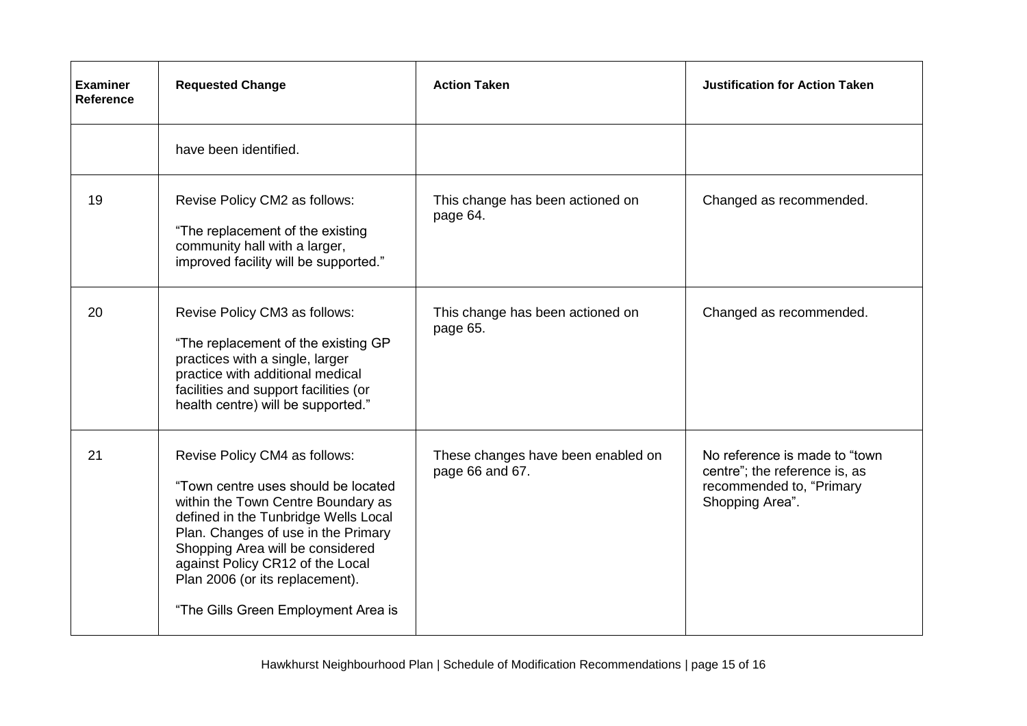| Examiner Reference | Requested Change | Action Taken | Justification for Action Taken |
|---|---|---|---|
| | have been identified. | | |
| 19 | Revise Policy CM2 as follows:<br><br>"The replacement of the existing community hall with a larger, improved facility will be supported." | This change has been actioned on page 64. | Changed as recommended. |
| 20 | Revise Policy CM3 as follows:<br><br>"The replacement of the existing GP practices with a single, larger practice with additional medical facilities and support facilities (or health centre) will be supported." | This change has been actioned on page 65. | Changed as recommended. |
| 21 | Revise Policy CM4 as follows:<br><br>"Town centre uses should be located within the Town Centre Boundary as defined in the Tunbridge Wells Local Plan. Changes of use in the Primary Shopping Area will be considered against Policy CR12 of the Local Plan 2006 (or its replacement).<br><br>"The Gills Green Employment Area is | These changes have been enabled on page 66 and 67. | No reference is made to "town centre"; the reference is, as recommended to, "Primary Shopping Area". |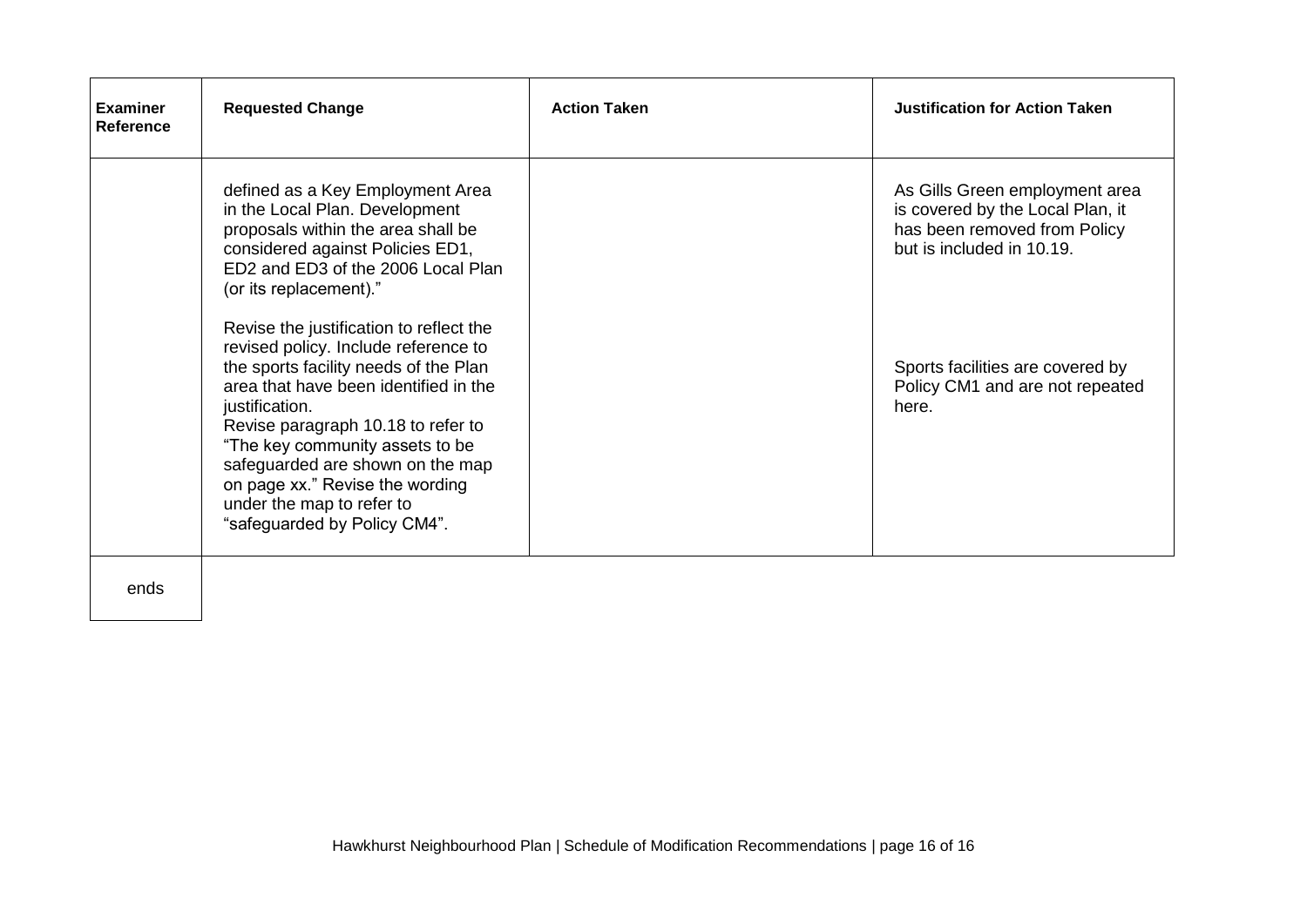| Examiner Reference | Requested Change | Action Taken | Justification for Action Taken |
|---|---|---|---|
| | defined as a Key Employment Area in the Local Plan. Development proposals within the area shall be considered against Policies ED1, ED2 and ED3 of the 2006 Local Plan (or its replacement)."<br><br>Revise the justification to reflect the revised policy. Include reference to the sports facility needs of the Plan area that have been identified in the justification.<br>Revise paragraph 10.18 to refer to "The key community assets to be safeguarded are shown on the map on page xx." Revise the wording under the map to refer to "safeguarded by Policy CM4". | | As Gills Green employment area is covered by the Local Plan, it has been removed from Policy but is included in 10.19.<br><br>Sports facilities are covered by Policy CM1 and are not repeated here. |
| ends | | | |